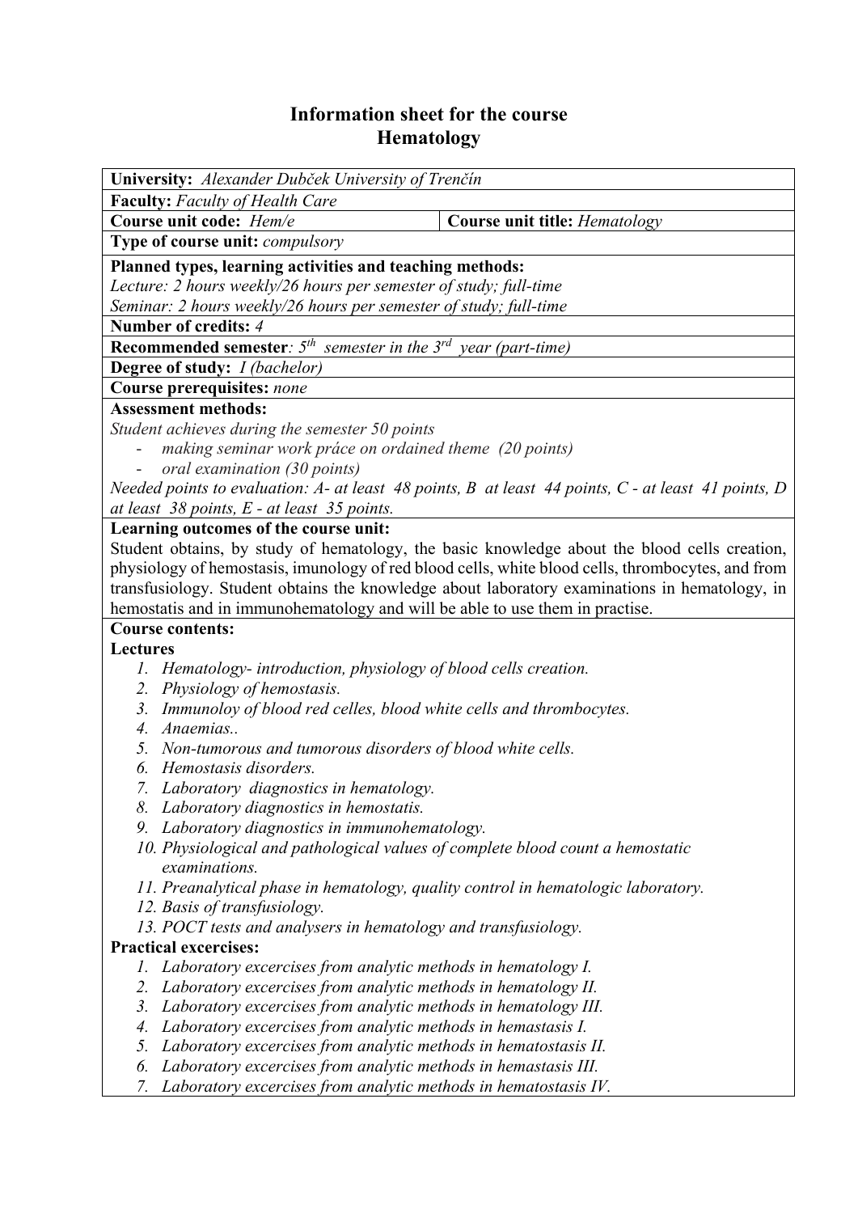# Information sheet for the course
# Hematology

**University:** *Alexander Dubček University of Trenčín*

**Faculty:** *Faculty of Health Care*

**Course unit code:** *Hem/e* | **Course unit title:** *Hematology*

**Type of course unit:** *compulsory*

**Planned types, learning activities and teaching methods:**
*Lecture: 2 hours weekly/26 hours per semester of study; full-time*
*Seminar: 2 hours weekly/26 hours per semester of study; full-time*

**Number of credits:** *4*

**Recommended semester***: 5th semester in the 3rd year (part-time)*

**Degree of study:** *I (bachelor)*

**Course prerequisites:** *none*

**Assessment methods:**
*Student achieves during the semester 50 points*
- *making seminar work práce on ordained theme (20 points)*
- *oral examination (30 points)*

*Needed points to evaluation: A- at least 48 points, B at least 44 points, C - at least 41 points, D at least 38 points, E - at least 35 points.*

**Learning outcomes of the course unit:**
Student obtains, by study of hematology, the basic knowledge about the blood cells creation, physiology of hemostasis, imunology of red blood cells, white blood cells, thrombocytes, and from transfusiology. Student obtains the knowledge about laboratory examinations in hematology, in hemostatis and in immunohematology and will be able to use them in practise.

**Course contents:**

**Lectures**
1. *Hematology- introduction, physiology of blood cells creation.*
2. *Physiology of hemostasis.*
3. *Immunoloy of blood red celles, blood white cells and thrombocytes.*
4. *Anaemias..*
5. *Non-tumorous and tumorous disorders of blood white cells.*
6. *Hemostasis disorders.*
7. *Laboratory diagnostics in hematology.*
8. *Laboratory diagnostics in hemostatis.*
9. *Laboratory diagnostics in immunohematology.*
10. *Physiological and pathological values of complete blood count a hemostatic examinations.*
11. *Preanalytical phase in hematology, quality control in hematologic laboratory.*
12. *Basis of transfusiology.*
13. *POCT tests and analysers in hematology and transfusiology.*

**Practical excercises:**
1. *Laboratory excercises from analytic methods in hematology I.*
2. *Laboratory excercises from analytic methods in hematology II.*
3. *Laboratory excercises from analytic methods in hematology III.*
4. *Laboratory excercises from analytic methods in hemastasis I.*
5. *Laboratory excercises from analytic methods in hematostasis II.*
6. *Laboratory excercises from analytic methods in hemastasis III.*
7. *Laboratory excercises from analytic methods in hematostasis IV.*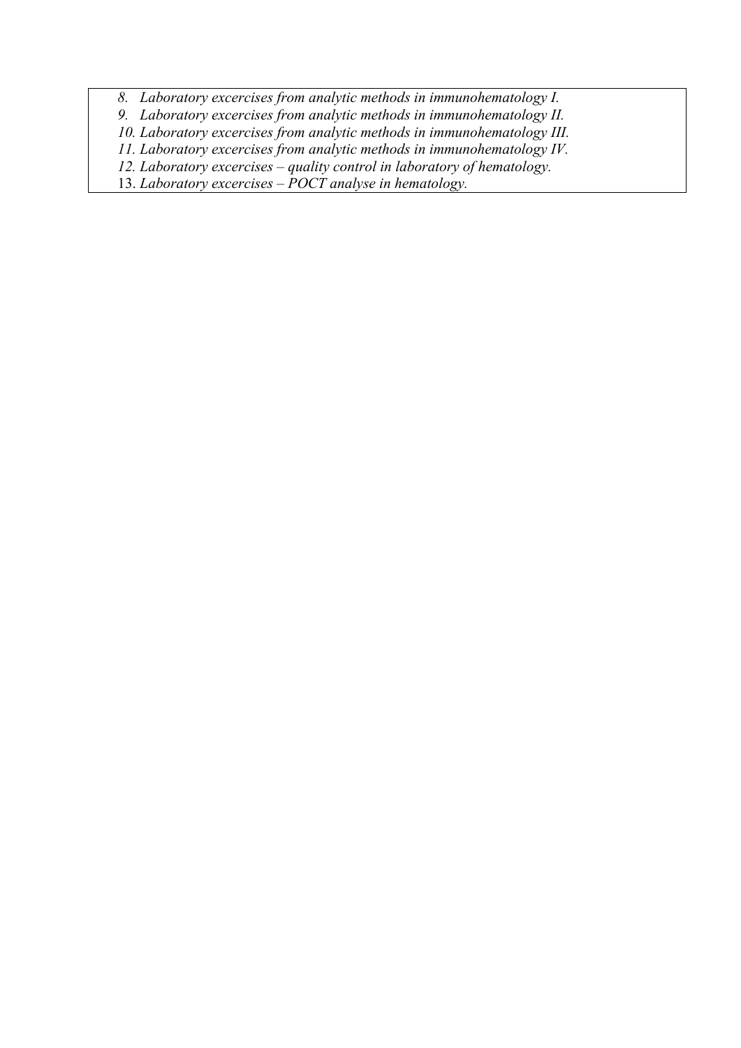8. *Laboratory excercises from analytic methods in immunohematology I.*
9. *Laboratory excercises from analytic methods in immunohematology II.*
10. *Laboratory excercises from analytic methods in immunohematology III.*
11. *Laboratory excercises from analytic methods in immunohematology IV.*
12. *Laboratory excercises – quality control in laboratory of hematology.*
13. *Laboratory excercises – POCT analyse in hematology.*